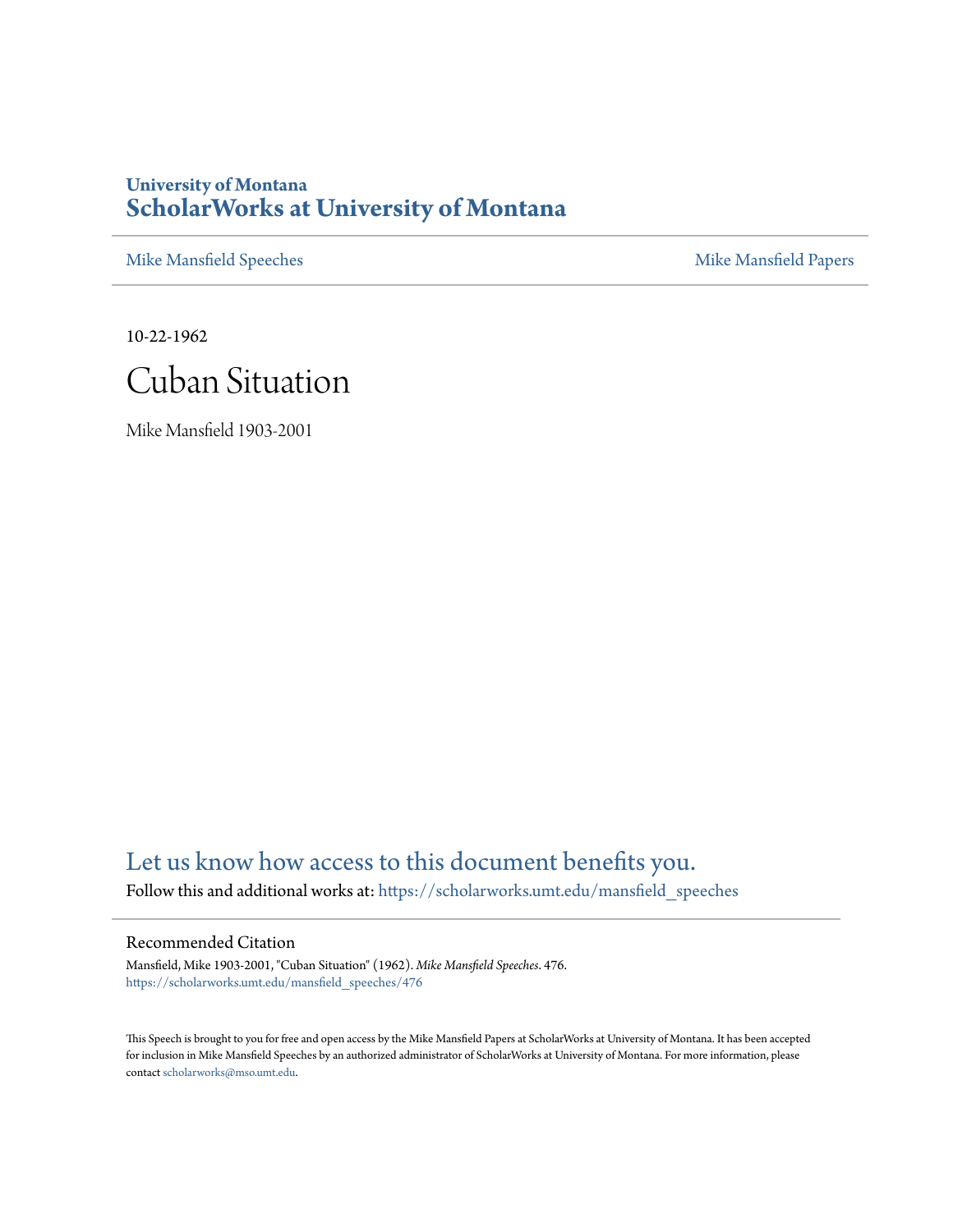University of Montana
# ScholarWorks at University of Montana

Mike Mansfield Speeches | Mike Mansfield Papers

10-22-1962

# Cuban Situation

Mike Mansfield 1903-2001

Let us know how access to this document benefits you.

Follow this and additional works at: https://scholarworks.umt.edu/mansfield_speeches

## Recommended Citation

Mansfield, Mike 1903-2001, "Cuban Situation" (1962). *Mike Mansfield Speeches*. 476.
https://scholarworks.umt.edu/mansfield_speeches/476

This Speech is brought to you for free and open access by the Mike Mansfield Papers at ScholarWorks at University of Montana. It has been accepted for inclusion in Mike Mansfield Speeches by an authorized administrator of ScholarWorks at University of Montana. For more information, please contact scholarworks@mso.umt.edu.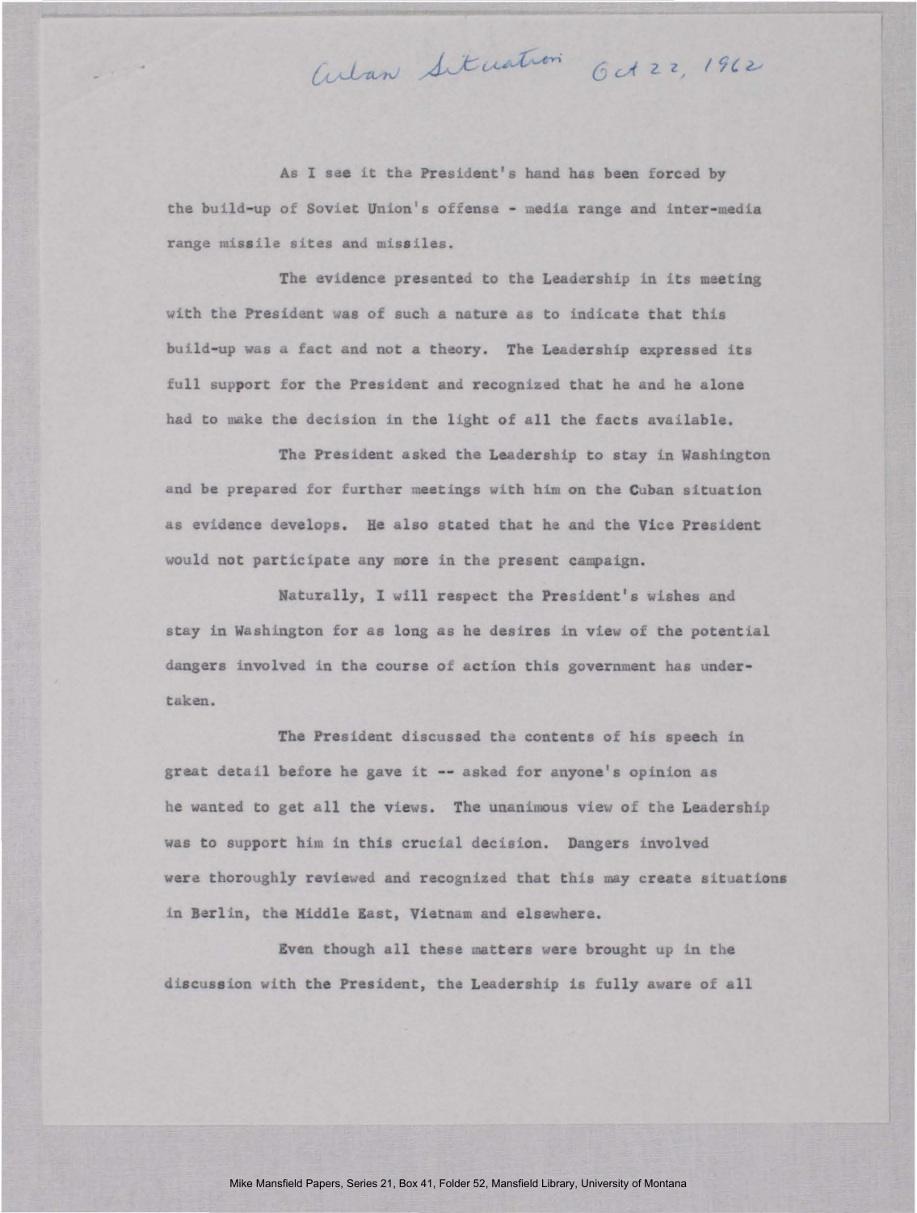*Cuban Situation Oct 22, 1962*

As I see it the President's hand has been forced by the build-up of Soviet Union's offense - media range and inter-media range missile sites and missiles.

The evidence presented to the Leadership in its meeting with the President was of such a nature as to indicate that this build-up was a fact and not a theory. The Leadership expressed its full support for the President and recognized that he and he alone had to make the decision in the light of all the facts available.

The President asked the Leadership to stay in Washington and be prepared for further meetings with him on the Cuban situation as evidence develops. He also stated that he and the Vice President would not participate any more in the present campaign.

Naturally, I will respect the President's wishes and stay in Washington for as long as he desires in view of the potential dangers involved in the course of action this government has undertaken.

The President discussed the contents of his speech in great detail before he gave it -- asked for anyone's opinion as he wanted to get all the views. The unanimous view of the Leadership was to support him in this crucial decision. Dangers involved were thoroughly reviewed and recognized that this may create situations in Berlin, the Middle East, Vietnam and elsewhere.

Even though all these matters were brought up in the discussion with the President, the Leadership is fully aware of all

Mike Mansfield Papers, Series 21, Box 41, Folder 52, Mansfield Library, University of Montana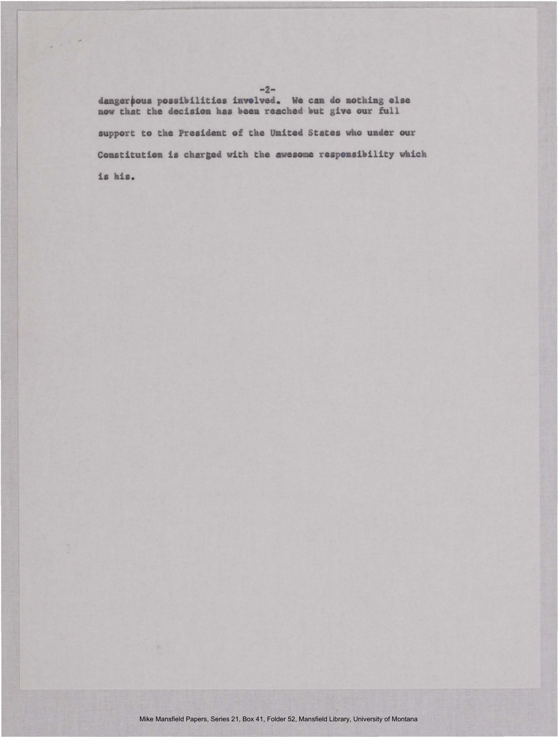dangerous possibilities involved. We can do nothing else now that the decision has been reached but give our full support to the President of the United States who under our Constitution is charged with the awesome responsibility which is his.

Mike Mansfield Papers, Series 21, Box 41, Folder 52, Mansfield Library, University of Montana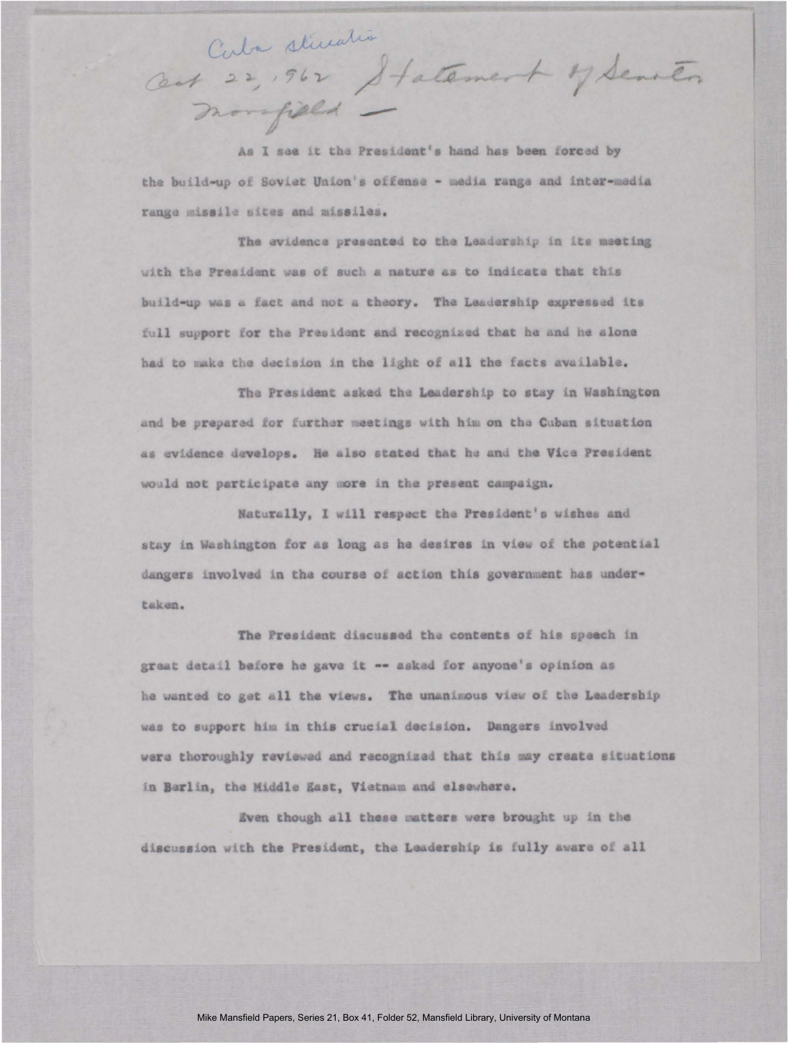Cuba situation
Oct 22, 1962 Statement of Senator Mansfield —

As I see it the President's hand has been forced by the build-up of Soviet Union's offense - media range and inter-media range missile sites and missiles.

The evidence presented to the Leadership in its meeting with the President was of such a nature as to indicate that this build-up was a fact and not a theory. The Leadership expressed its full support for the President and recognized that he and he alone had to make the decision in the light of all the facts available.

The President asked the Leadership to stay in Washington and be prepared for further meetings with him on the Cuban situation as evidence develops. He also stated that he and the Vice President would not participate any more in the present campaign.

Naturally, I will respect the President's wishes and stay in Washington for as long as he desires in view of the potential dangers involved in the course of action this government has undertaken.

The President discussed the contents of his speech in great detail before he gave it -- asked for anyone's opinion as he wanted to get all the views. The unanimous view of the Leadership was to support him in this crucial decision. Dangers involved were thoroughly reviewed and recognized that this may create situations in Berlin, the Middle East, Vietnam and elsewhere.

Even though all these matters were brought up in the discussion with the President, the Leadership is fully aware of all

Mike Mansfield Papers, Series 21, Box 41, Folder 52, Mansfield Library, University of Montana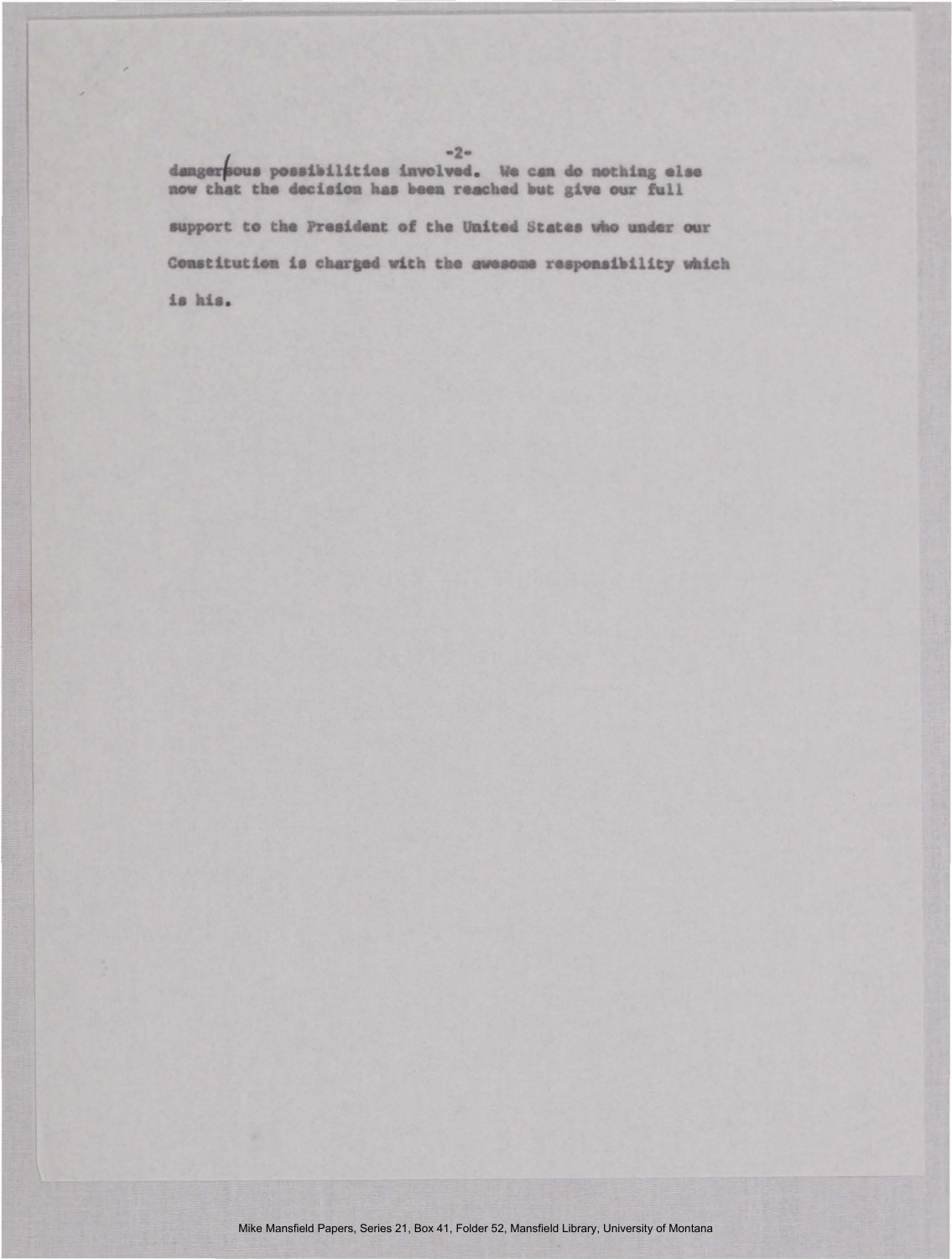dangerous possibilities involved. We can do nothing else now that the decision has been reached but give our full support to the President of the United States who under our Constitution is charged with the awesome responsibility which is his.

Mike Mansfield Papers, Series 21, Box 41, Folder 52, Mansfield Library, University of Montana